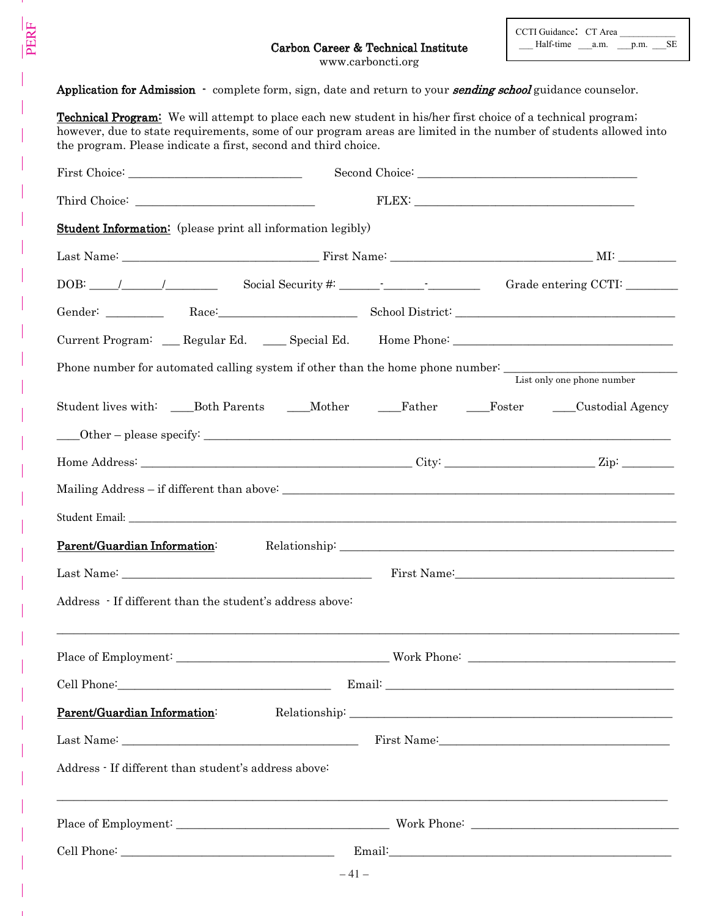**Carbon Career & Technical Institute**
www.carboncti.org

CCTI Guidance: CT Area ____________
___ Half-time ___a.m. ___p.m. ___SE

**Application for Admission** - complete form, sign, date and return to your ***sending school*** guidance counselor.

**Technical Program:** We will attempt to place each new student in his/her first choice of a technical program; however, due to state requirements, some of our program areas are limited in the number of students allowed into the program. Please indicate a first, second and third choice.

First Choice: ____________________________ Second Choice: ___________________________________

Third Choice: ____________________________ FLEX: ___________________________________

**Student Information:** (please print all information legibly)

Last Name: ________________________________ First Name: _________________________________ MI: _________

DOB: _____/_______/_________ Social Security #: _______-_______-_________ Grade entering CCTI: ________

Gender: _________ Race:______________________ School District: ____________________________________

Current Program: ___ Regular Ed. ____ Special Ed. Home Phone: ____________________________________

Phone number for automated calling system if other than the home phone number: ___________________________
List only one phone number

Student lives with: ____Both Parents ____Mother ____Father ____Foster ____Custodial Agency

____Other – please specify: ______________________________________________________________________

Home Address: ____________________________________________ City: ________________________ Zip: ________

Mailing Address – if different than above: _________________________________________________________

Student Email: _________________________________________________________________________________

**Parent/Guardian Information**: Relationship: ______________________________________________________

Last Name: __________________________________________ First Name:___________________________________

Address - If different than the student's address above:

_______________________________________________________________________________________________

Place of Employment: ___________________________________ Work Phone: __________________________________

Cell Phone:___________________________________ Email: ___________________________________________

**Parent/Guardian Information**: Relationship: ______________________________________________________

Last Name: __________________________________________ First Name:___________________________________

Address - If different than student's address above:

_______________________________________________________________________________________________

Place of Employment: ___________________________________ Work Phone: __________________________________

Cell Phone: ___________________________________ Email:___________________________________________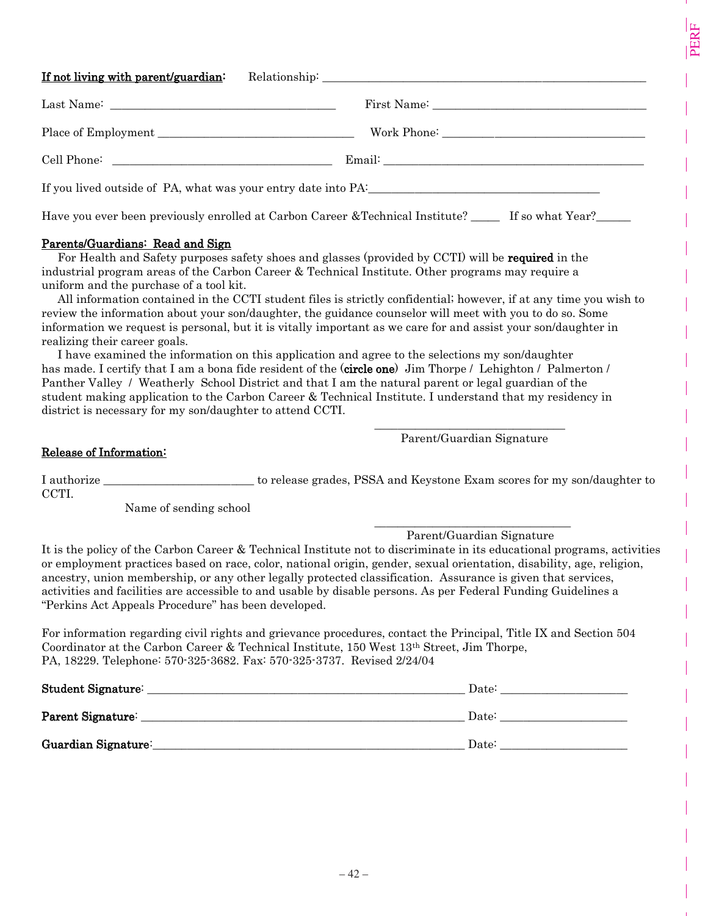**If not living with parent/guardian:** Relationship: ______________________________

Last Name: ______________________________ First Name: ______________________________

Place of Employment ______________________________ Work Phone: ______________________________

Cell Phone: ______________________________ Email: ______________________________

If you lived outside of PA, what was your entry date into PA:______________________________

Have you ever been previously enrolled at Carbon Career &Technical Institute? _____ If so what Year?______

**Parents/Guardians: Read and Sign**

For Health and Safety purposes safety shoes and glasses (provided by CCTI) will be **required** in the industrial program areas of the Carbon Career & Technical Institute. Other programs may require a uniform and the purchase of a tool kit.

All information contained in the CCTI student files is strictly confidential; however, if at any time you wish to review the information about your son/daughter, the guidance counselor will meet with you to do so. Some information we request is personal, but it is vitally important as we care for and assist your son/daughter in realizing their career goals.

I have examined the information on this application and agree to the selections my son/daughter has made. I certify that I am a bona fide resident of the (**circle one**) Jim Thorpe / Lehighton / Palmerton / Panther Valley / Weatherly School District and that I am the natural parent or legal guardian of the student making application to the Carbon Career & Technical Institute. I understand that my residency in district is necessary for my son/daughter to attend CCTI.

______________________________
Parent/Guardian Signature

**Release of Information:**

I authorize ______________________________ to release grades, PSSA and Keystone Exam scores for my son/daughter to CCTI.
Name of sending school

______________________________
Parent/Guardian Signature

It is the policy of the Carbon Career & Technical Institute not to discriminate in its educational programs, activities or employment practices based on race, color, national origin, gender, sexual orientation, disability, age, religion, ancestry, union membership, or any other legally protected classification. Assurance is given that services, activities and facilities are accessible to and usable by disable persons. As per Federal Funding Guidelines a "Perkins Act Appeals Procedure" has been developed.

For information regarding civil rights and grievance procedures, contact the Principal, Title IX and Section 504 Coordinator at the Carbon Career & Technical Institute, 150 West 13th Street, Jim Thorpe, PA, 18229. Telephone: 570-325-3682. Fax: 570-325-3737. Revised 2/24/04

**Student Signature**: ______________________________ Date: ______________________________

**Parent Signature**: ______________________________ Date: ______________________________

**Guardian Signature**:______________________________ Date: ______________________________